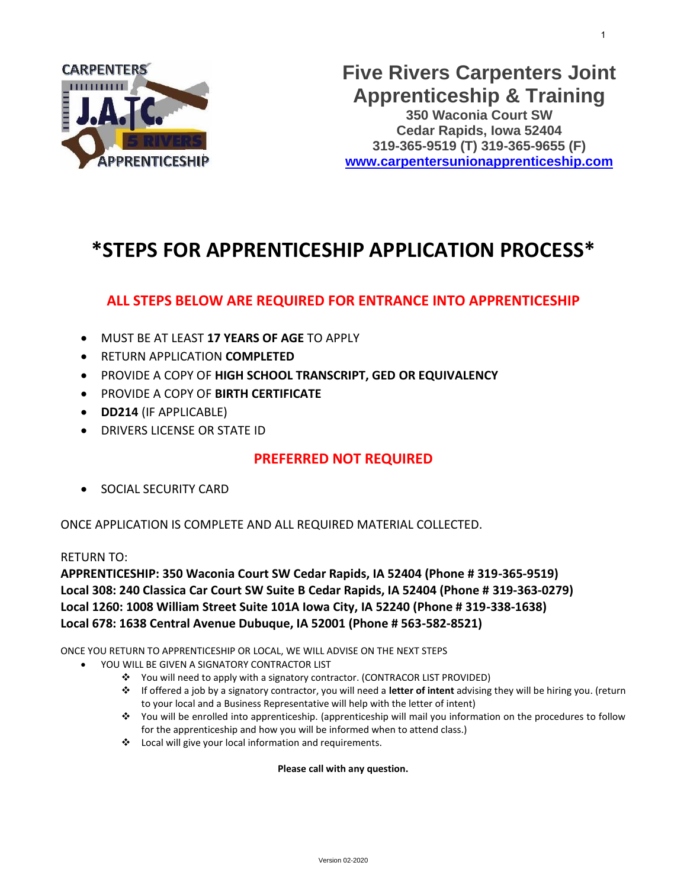# Five Rivers Carpenters Joint Apprenticeship & Training

**350 Waconia Court SW**
**Cedar Rapids, Iowa 52404**
**319-365-9519 (T) 319-365-9655 (F)**
**www.carpentersunionapprenticeship.com**

# *STEPS FOR APPRENTICESHIP APPLICATION PROCESS*

## ALL STEPS BELOW ARE REQUIRED FOR ENTRANCE INTO APPRENTICESHIP

- MUST BE AT LEAST **17 YEARS OF AGE** TO APPLY
- RETURN APPLICATION **COMPLETED**
- PROVIDE A COPY OF **HIGH SCHOOL TRANSCRIPT, GED OR EQUIVALENCY**
- PROVIDE A COPY OF **BIRTH CERTIFICATE**
- **DD214** (IF APPLICABLE)
- DRIVERS LICENSE OR STATE ID

## PREFERRED NOT REQUIRED

- SOCIAL SECURITY CARD

ONCE APPLICATION IS COMPLETE AND ALL REQUIRED MATERIAL COLLECTED.

RETURN TO:

**APPRENTICESHIP: 350 Waconia Court SW Cedar Rapids, IA 52404 (Phone # 319-365-9519)**
**Local 308: 240 Classica Car Court SW Suite B Cedar Rapids, IA 52404 (Phone # 319-363-0279)**
**Local 1260: 1008 William Street Suite 101A Iowa City, IA 52240 (Phone # 319-338-1638)**
**Local 678: 1638 Central Avenue Dubuque, IA 52001 (Phone # 563-582-8521)**

ONCE YOU RETURN TO APPRENTICESHIP OR LOCAL, WE WILL ADVISE ON THE NEXT STEPS

- YOU WILL BE GIVEN A SIGNATORY CONTRACTOR LIST
  - You will need to apply with a signatory contractor. (CONTRACOR LIST PROVIDED)
  - If offered a job by a signatory contractor, you will need a **letter of intent** advising they will be hiring you. (return to your local and a Business Representative will help with the letter of intent)
  - You will be enrolled into apprenticeship. (apprenticeship will mail you information on the procedures to follow for the apprenticeship and how you will be informed when to attend class.)
  - Local will give your local information and requirements.

**Please call with any question.**

Version 02-2020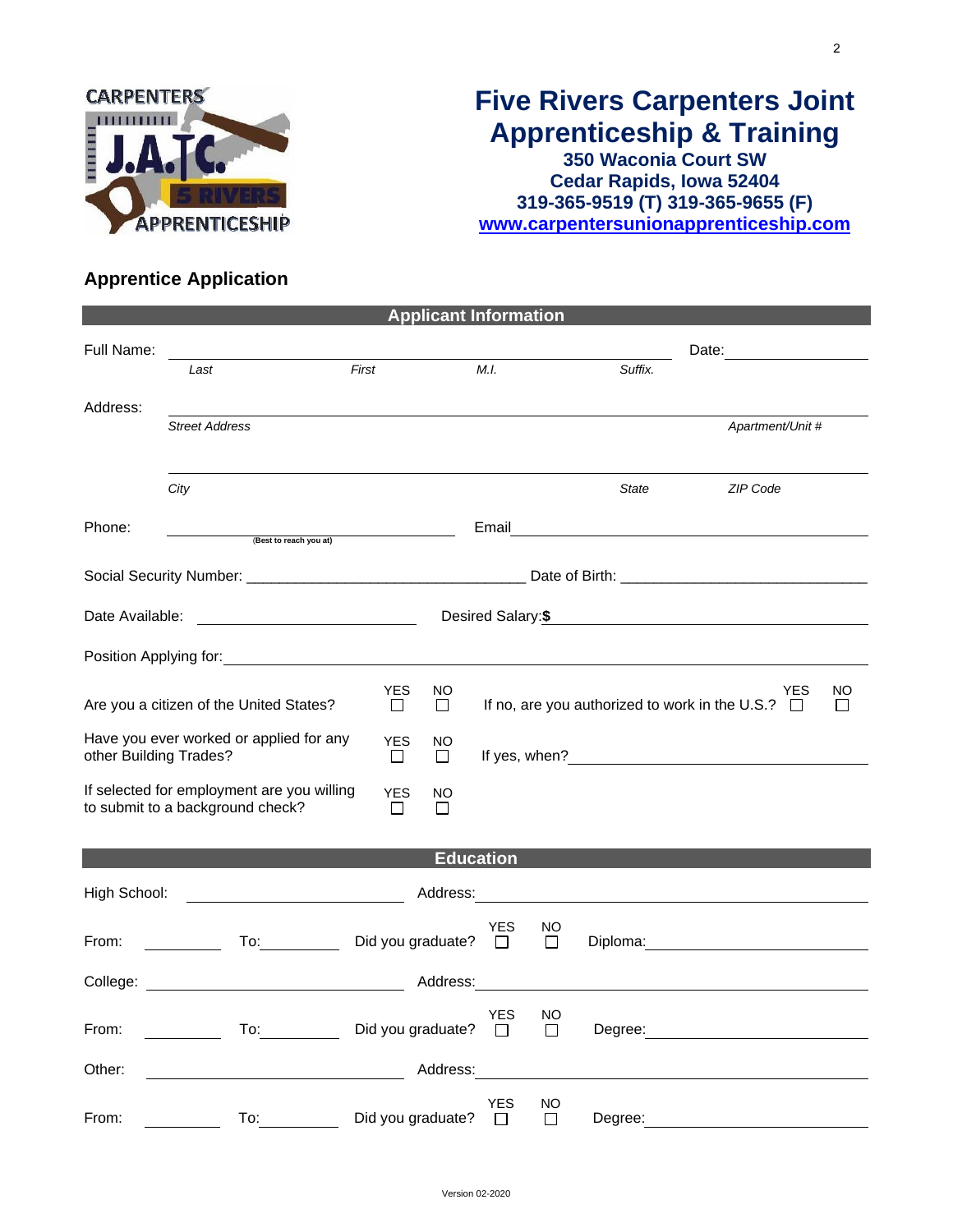# Five Rivers Carpenters Joint Apprenticeship & Training

**350 Waconia Court SW**
**Cedar Rapids, Iowa 52404**
**319-365-9519 (T) 319-365-9655 (F)**
**www.carpentersunionapprenticeship.com**

## Apprentice Application

### Applicant Information

Full Name: ______________________________________________ Date: ______________

*Last* *First* *M.I.* *Suffix.*

Address: ______________________________________________________________

*Street Address* *Apartment/Unit #*

______________________________________________________________

*City* *State* *ZIP Code*

Phone: ______________________ Email ______________________________

(Best to reach you at)

Social Security Number: ______________________________ Date of Birth: ______________________________

Date Available: ______________________ Desired Salary:**$** ______________________

Position Applying for: ______________________________________________________________

Are you a citizen of the United States? YES ☐ NO ☐ If no, are you authorized to work in the U.S.? YES ☐ NO ☐

Have you ever worked or applied for any other Building Trades? YES ☐ NO ☐ If yes, when? ______________________

If selected for employment are you willing to submit to a background check? YES ☐ NO ☐

### Education

High School: ______________________ Address: ______________________________

From: __________ To: __________ Did you graduate? YES ☐ NO ☐ Diploma: ______________________

College: ______________________ Address: ______________________________

From: __________ To: __________ Did you graduate? YES ☐ NO ☐ Degree: ______________________

Other: ______________________ Address: ______________________________

From: __________ To: __________ Did you graduate? YES ☐ NO ☐ Degree: ______________________

Version 02-2020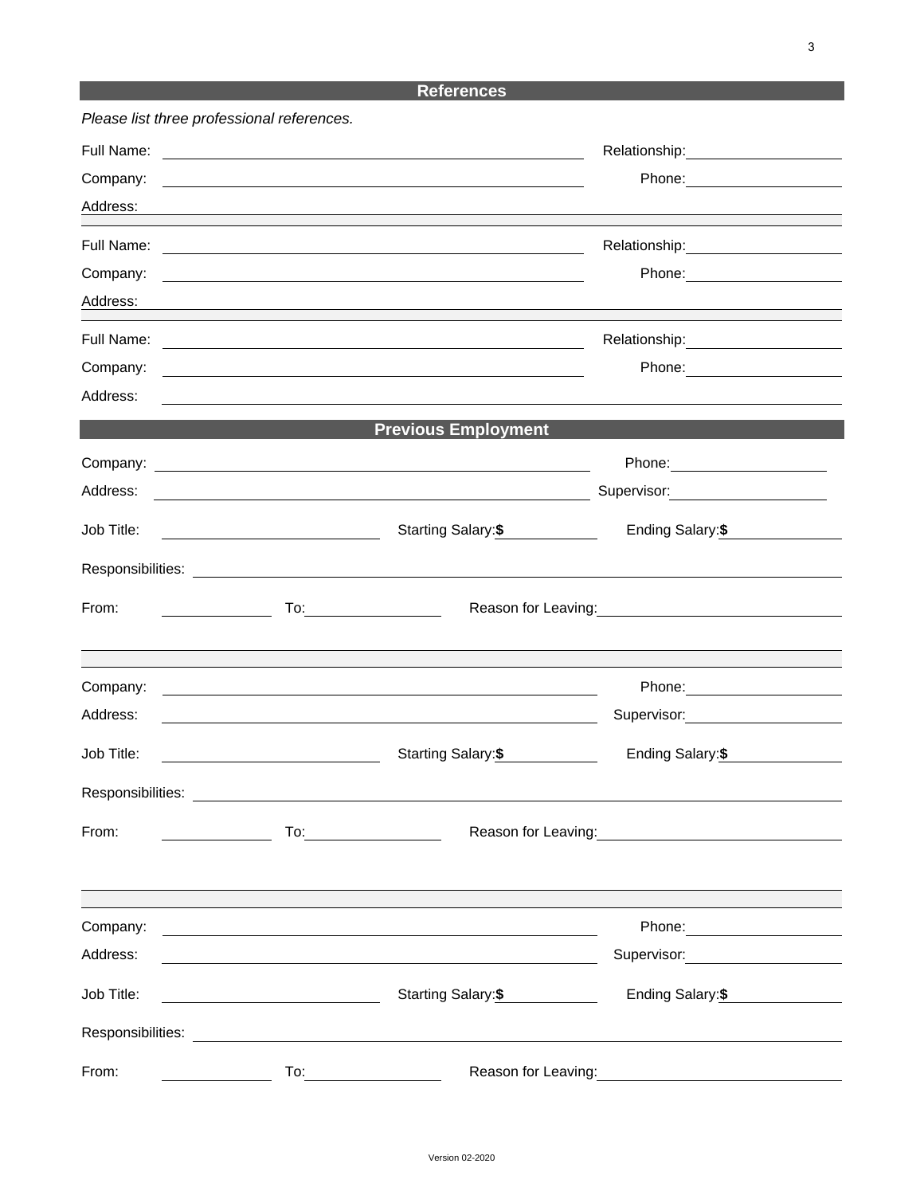## References

*Please list three professional references.*

Full Name: ______________________ Relationship: ______________

Company: ______________________ Phone: ______________

Address: ______________________

Full Name: ______________________ Relationship: ______________

Company: ______________________ Phone: ______________

Address: ______________________

Full Name: ______________________ Relationship: ______________

Company: ______________________ Phone: ______________

Address: ______________________

## Previous Employment

Company: ______________________ Phone: ______________

Address: ______________________ Supervisor: ______________

Job Title: ______________ Starting Salary: **$** ______________ Ending Salary: **$** ______________

Responsibilities: ______________________

From: ______________ To: ______________ Reason for Leaving: ______________

Company: ______________________ Phone: ______________

Address: ______________________ Supervisor: ______________

Job Title: ______________ Starting Salary: **$** ______________ Ending Salary: **$** ______________

Responsibilities: ______________________

From: ______________ To: ______________ Reason for Leaving: ______________

Company: ______________________ Phone: ______________

Address: ______________________ Supervisor: ______________

Job Title: ______________ Starting Salary: **$** ______________ Ending Salary: **$** ______________

Responsibilities: ______________________

From: ______________ To: ______________ Reason for Leaving: ______________

Version 02-2020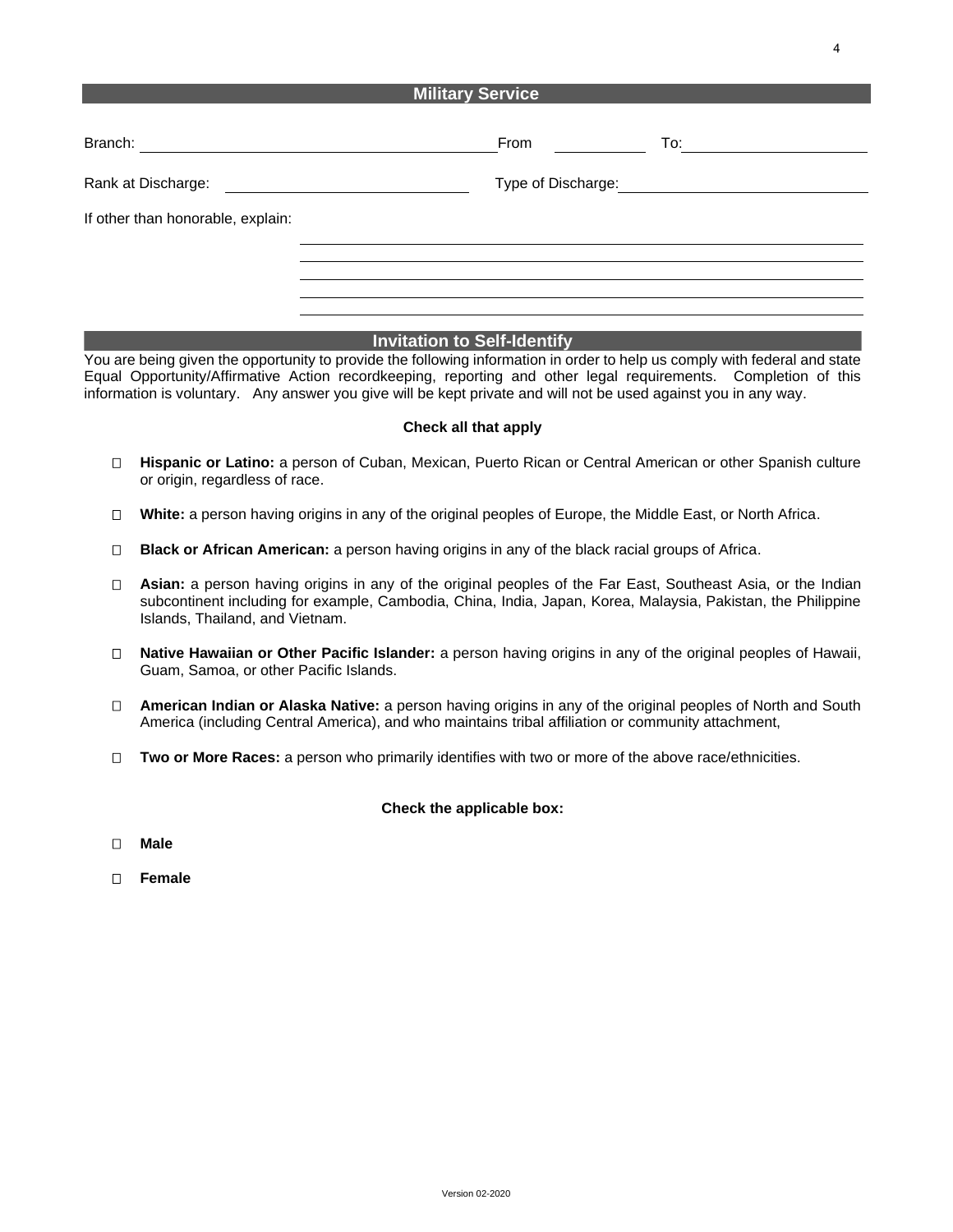## Military Service

Branch: ______________________________ From __________ To: ____________________

Rank at Discharge: ____________________ Type of Discharge: ____________________

If other than honorable, explain:

______________________________________________________________

______________________________________________________________

______________________________________________________________

______________________________________________________________

______________________________________________________________

## Invitation to Self-Identify

You are being given the opportunity to provide the following information in order to help us comply with federal and state Equal Opportunity/Affirmative Action recordkeeping, reporting and other legal requirements. Completion of this information is voluntary. Any answer you give will be kept private and will not be used against you in any way.

**Check all that apply**

- ☐ **Hispanic or Latino:** a person of Cuban, Mexican, Puerto Rican or Central American or other Spanish culture or origin, regardless of race.
- ☐ **White:** a person having origins in any of the original peoples of Europe, the Middle East, or North Africa.
- ☐ **Black or African American:** a person having origins in any of the black racial groups of Africa.
- ☐ **Asian:** a person having origins in any of the original peoples of the Far East, Southeast Asia, or the Indian subcontinent including for example, Cambodia, China, India, Japan, Korea, Malaysia, Pakistan, the Philippine Islands, Thailand, and Vietnam.
- ☐ **Native Hawaiian or Other Pacific Islander:** a person having origins in any of the original peoples of Hawaii, Guam, Samoa, or other Pacific Islands.
- ☐ **American Indian or Alaska Native:** a person having origins in any of the original peoples of North and South America (including Central America), and who maintains tribal affiliation or community attachment,
- ☐ **Two or More Races:** a person who primarily identifies with two or more of the above race/ethnicities.

**Check the applicable box:**

- ☐ **Male**
- ☐ **Female**

Version 02-2020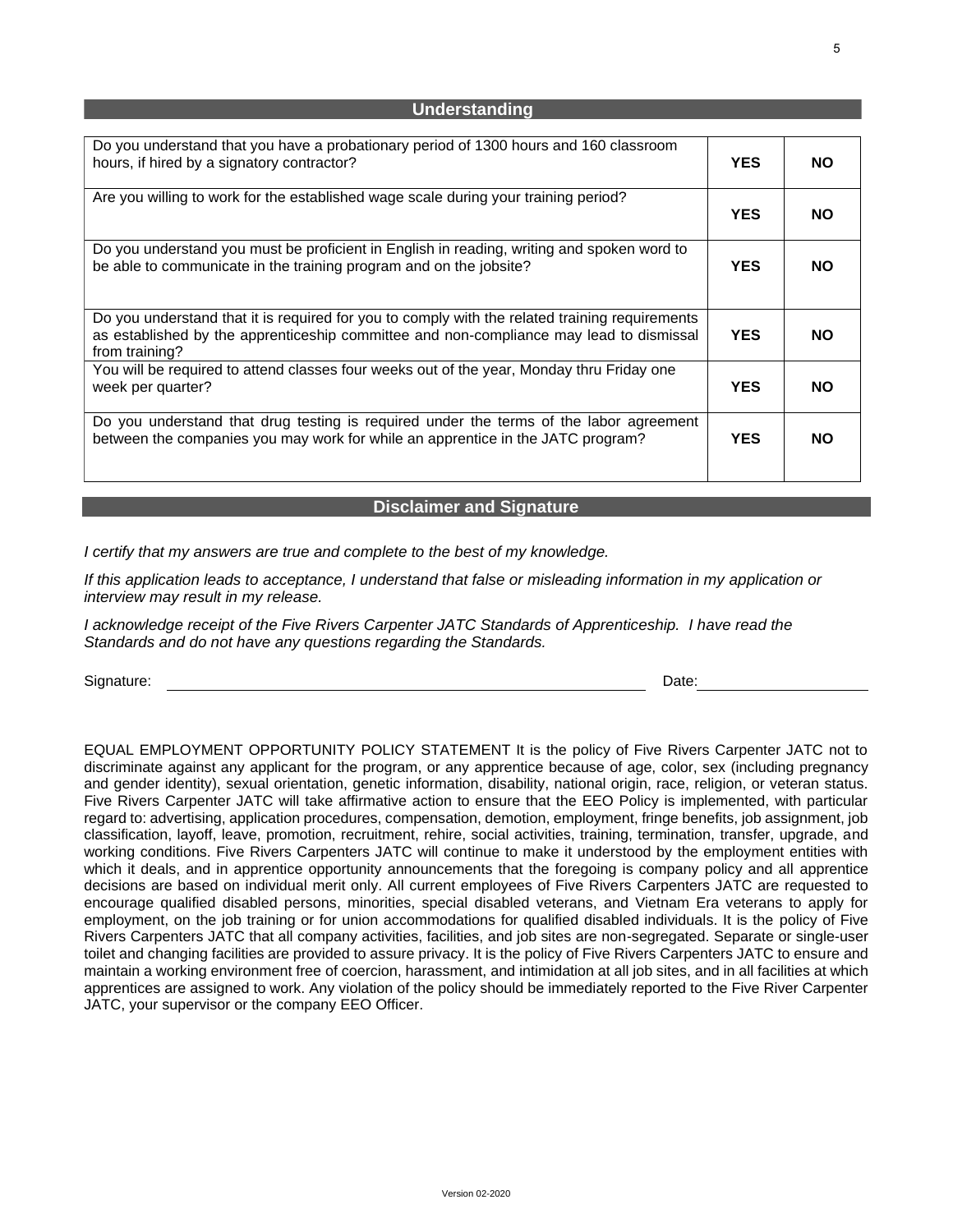## Understanding

| Question | | |
|---|---|---|
| Do you understand that you have a probationary period of 1300 hours and 160 classroom hours, if hired by a signatory contractor? | **YES** | **NO** |
| Are you willing to work for the established wage scale during your training period? | **YES** | **NO** |
| Do you understand you must be proficient in English in reading, writing and spoken word to be able to communicate in the training program and on the jobsite? | **YES** | **NO** |
| Do you understand that it is required for you to comply with the related training requirements as established by the apprenticeship committee and non-compliance may lead to dismissal from training? | **YES** | **NO** |
| You will be required to attend classes four weeks out of the year, Monday thru Friday one week per quarter? | **YES** | **NO** |
| Do you understand that drug testing is required under the terms of the labor agreement between the companies you may work for while an apprentice in the JATC program? | **YES** | **NO** |

## Disclaimer and Signature

*I certify that my answers are true and complete to the best of my knowledge.*

*If this application leads to acceptance, I understand that false or misleading information in my application or interview may result in my release.*

*I acknowledge receipt of the Five Rivers Carpenter JATC Standards of Apprenticeship. I have read the Standards and do not have any questions regarding the Standards.*

Signature: ______________________________ Date: ______________

EQUAL EMPLOYMENT OPPORTUNITY POLICY STATEMENT It is the policy of Five Rivers Carpenter JATC not to discriminate against any applicant for the program, or any apprentice because of age, color, sex (including pregnancy and gender identity), sexual orientation, genetic information, disability, national origin, race, religion, or veteran status. Five Rivers Carpenter JATC will take affirmative action to ensure that the EEO Policy is implemented, with particular regard to: advertising, application procedures, compensation, demotion, employment, fringe benefits, job assignment, job classification, layoff, leave, promotion, recruitment, rehire, social activities, training, termination, transfer, upgrade, and working conditions. Five Rivers Carpenters JATC will continue to make it understood by the employment entities with which it deals, and in apprentice opportunity announcements that the foregoing is company policy and all apprentice decisions are based on individual merit only. All current employees of Five Rivers Carpenters JATC are requested to encourage qualified disabled persons, minorities, special disabled veterans, and Vietnam Era veterans to apply for employment, on the job training or for union accommodations for qualified disabled individuals. It is the policy of Five Rivers Carpenters JATC that all company activities, facilities, and job sites are non-segregated. Separate or single-user toilet and changing facilities are provided to assure privacy. It is the policy of Five Rivers Carpenters JATC to ensure and maintain a working environment free of coercion, harassment, and intimidation at all job sites, and in all facilities at which apprentices are assigned to work. Any violation of the policy should be immediately reported to the Five River Carpenter JATC, your supervisor or the company EEO Officer.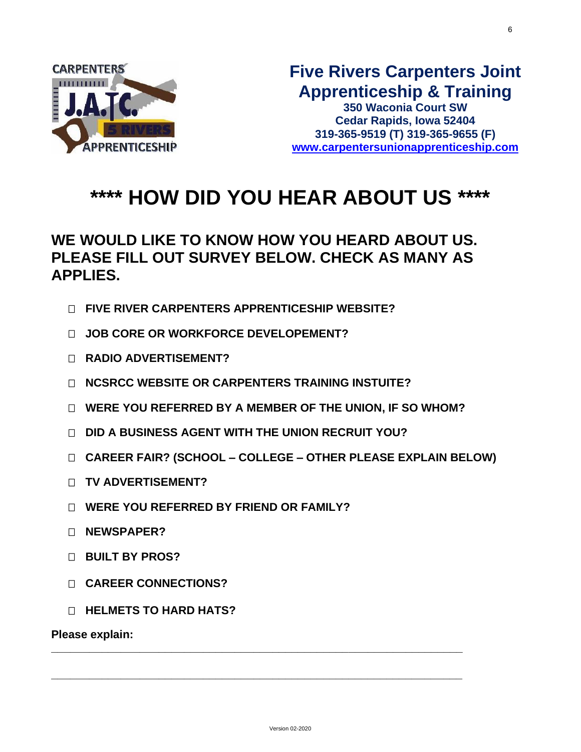## Five Rivers Carpenters Joint Apprenticeship & Training

**350 Waconia Court SW**
**Cedar Rapids, Iowa 52404**
**319-365-9519 (T) 319-365-9655 (F)**
**www.carpentersunionapprenticeship.com**

# **** HOW DID YOU HEAR ABOUT US ****

## WE WOULD LIKE TO KNOW HOW YOU HEARD ABOUT US. PLEASE FILL OUT SURVEY BELOW. CHECK AS MANY AS APPLIES.

- ☐ **FIVE RIVER CARPENTERS APPRENTICESHIP WEBSITE?**
- ☐ **JOB CORE OR WORKFORCE DEVELOPEMENT?**
- ☐ **RADIO ADVERTISEMENT?**
- ☐ **NCSRCC WEBSITE OR CARPENTERS TRAINING INSTUITE?**
- ☐ **WERE YOU REFERRED BY A MEMBER OF THE UNION, IF SO WHOM?**
- ☐ **DID A BUSINESS AGENT WITH THE UNION RECRUIT YOU?**
- ☐ **CAREER FAIR? (SCHOOL – COLLEGE – OTHER PLEASE EXPLAIN BELOW)**
- ☐ **TV ADVERTISEMENT?**
- ☐ **WERE YOU REFERRED BY FRIEND OR FAMILY?**
- ☐ **NEWSPAPER?**
- ☐ **BUILT BY PROS?**
- ☐ **CAREER CONNECTIONS?**
- ☐ **HELMETS TO HARD HATS?**

**Please explain:**

_____________________________________________________________________

_____________________________________________________________________

Version 02-2020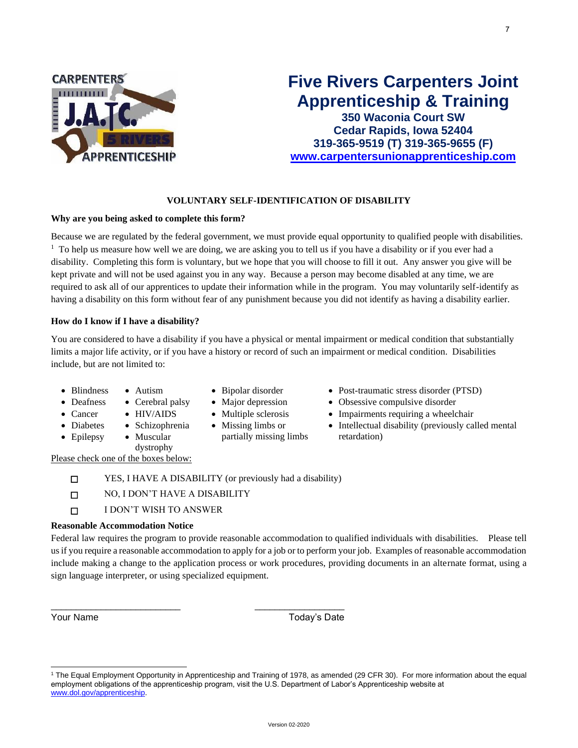# Five Rivers Carpenters Joint Apprenticeship & Training

**350 Waconia Court SW**
**Cedar Rapids, Iowa 52404**
**319-365-9519 (T) 319-365-9655 (F)**
**www.carpentersunionapprenticeship.com**

## VOLUNTARY SELF-IDENTIFICATION OF DISABILITY

**Why are you being asked to complete this form?**

Because we are regulated by the federal government, we must provide equal opportunity to qualified people with disabilities.[1] To help us measure how well we are doing, we are asking you to tell us if you have a disability or if you ever had a disability. Completing this form is voluntary, but we hope that you will choose to fill it out. Any answer you give will be kept private and will not be used against you in any way. Because a person may become disabled at any time, we are required to ask all of our apprentices to update their information while in the program. You may voluntarily self-identify as having a disability on this form without fear of any punishment because you did not identify as having a disability earlier.

**How do I know if I have a disability?**

You are considered to have a disability if you have a physical or mental impairment or medical condition that substantially limits a major life activity, or if you have a history or record of such an impairment or medical condition. Disabilities include, but are not limited to:

- Blindness
- Deafness
- Cancer
- Diabetes
- Epilepsy
- Autism
- Cerebral palsy
- HIV/AIDS
- Schizophrenia
- Muscular dystrophy
- Bipolar disorder
- Major depression
- Multiple sclerosis
- Missing limbs or partially missing limbs
- Post-traumatic stress disorder (PTSD)
- Obsessive compulsive disorder
- Impairments requiring a wheelchair
- Intellectual disability (previously called mental retardation)

Please check one of the boxes below:

- ☐ YES, I HAVE A DISABILITY (or previously had a disability)
- ☐ NO, I DON'T HAVE A DISABILITY
- ☐ I DON'T WISH TO ANSWER

**Reasonable Accommodation Notice**

Federal law requires the program to provide reasonable accommodation to qualified individuals with disabilities. Please tell us if you require a reasonable accommodation to apply for a job or to perform your job. Examples of reasonable accommodation include making a change to the application process or work procedures, providing documents in an alternate format, using a sign language interpreter, or using specialized equipment.

\_\_\_\_\_\_\_\_\_\_\_\_\_\_\_\_\_\_\_\_\_\_\_\_\_ \_\_\_\_\_\_\_\_\_\_\_\_\_\_\_\_\_\_
Your Name Today's Date

---

[1] The Equal Employment Opportunity in Apprenticeship and Training of 1978, as amended (29 CFR 30). For more information about the equal employment obligations of the apprenticeship program, visit the U.S. Department of Labor's Apprenticeship website at www.dol.gov/apprenticeship.

Version 02-2020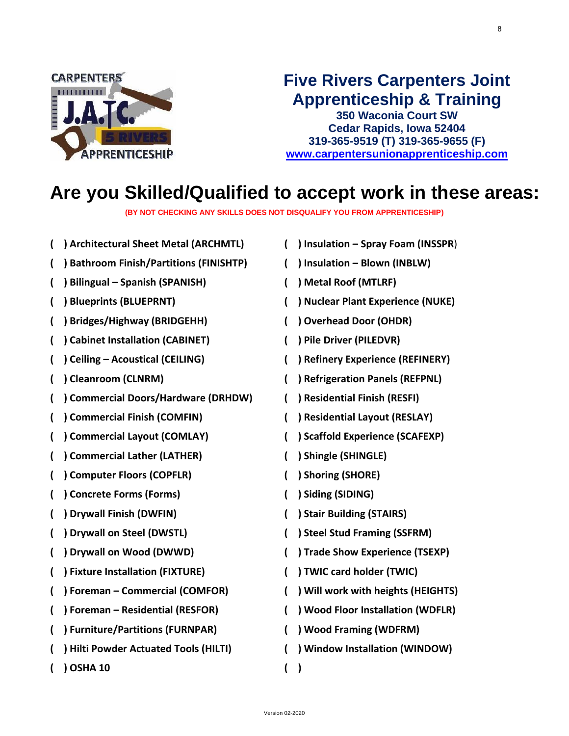# Five Rivers Carpenters Joint Apprenticeship & Training

**350 Waconia Court SW**
**Cedar Rapids, Iowa 52404**
**319-365-9519 (T) 319-365-9655 (F)**
**www.carpentersunionapprenticeship.com**

## Are you Skilled/Qualified to accept work in these areas:

**(BY NOT CHECKING ANY SKILLS DOES NOT DISQUALIFY YOU FROM APPRENTICESHIP)**

- ( ) Architectural Sheet Metal (ARCHMTL)
- ( ) Bathroom Finish/Partitions (FINISHTP)
- ( ) Bilingual – Spanish (SPANISH)
- ( ) Blueprints (BLUEPRNT)
- ( ) Bridges/Highway (BRIDGEHH)
- ( ) Cabinet Installation (CABINET)
- ( ) Ceiling – Acoustical (CEILING)
- ( ) Cleanroom (CLNRM)
- ( ) Commercial Doors/Hardware (DRHDW)
- ( ) Commercial Finish (COMFIN)
- ( ) Commercial Layout (COMLAY)
- ( ) Commercial Lather (LATHER)
- ( ) Computer Floors (COPFLR)
- ( ) Concrete Forms (Forms)
- ( ) Drywall Finish (DWFIN)
- ( ) Drywall on Steel (DWSTL)
- ( ) Drywall on Wood (DWWD)
- ( ) Fixture Installation (FIXTURE)
- ( ) Foreman – Commercial (COMFOR)
- ( ) Foreman – Residential (RESFOR)
- ( ) Furniture/Partitions (FURNPAR)
- ( ) Hilti Powder Actuated Tools (HILTI)
- ( ) OSHA 10
- ( ) Insulation – Spray Foam (INSSPR)
- ( ) Insulation – Blown (INBLW)
- ( ) Metal Roof (MTLRF)
- ( ) Nuclear Plant Experience (NUKE)
- ( ) Overhead Door (OHDR)
- ( ) Pile Driver (PILEDVR)
- ( ) Refinery Experience (REFINERY)
- ( ) Refrigeration Panels (REFPNL)
- ( ) Residential Finish (RESFI)
- ( ) Residential Layout (RESLAY)
- ( ) Scaffold Experience (SCAFEXP)
- ( ) Shingle (SHINGLE)
- ( ) Shoring (SHORE)
- ( ) Siding (SIDING)
- ( ) Stair Building (STAIRS)
- ( ) Steel Stud Framing (SSFRM)
- ( ) Trade Show Experience (TSEXP)
- ( ) TWIC card holder (TWIC)
- ( ) Will work with heights (HEIGHTS)
- ( ) Wood Floor Installation (WDFLR)
- ( ) Wood Framing (WDFRM)
- ( ) Window Installation (WINDOW)
- ( )

Version 02-2020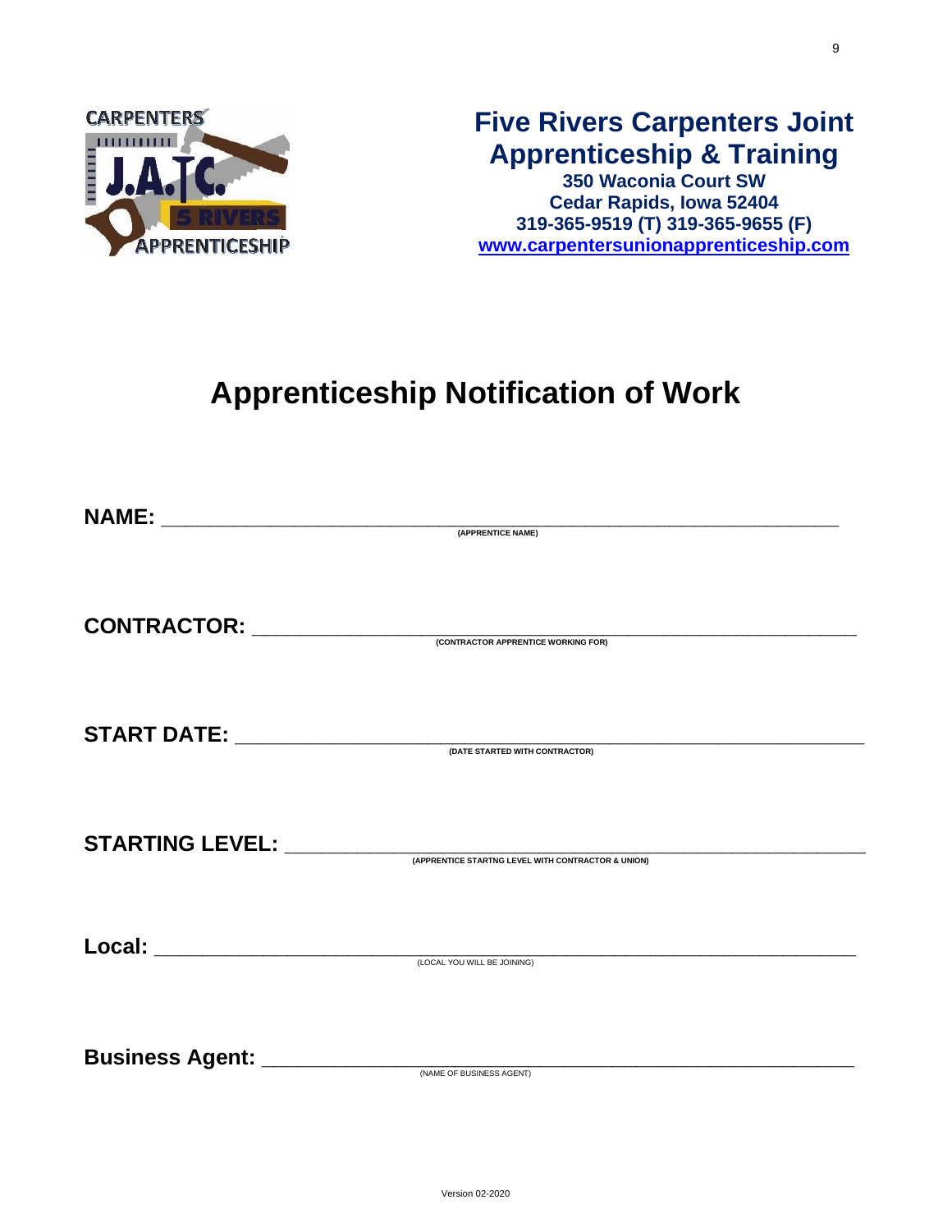## Five Rivers Carpenters Joint Apprenticeship & Training

**350 Waconia Court SW**
**Cedar Rapids, Iowa 52404**
**319-365-9519 (T) 319-365-9655 (F)**
**www.carpentersunionapprenticeship.com**

# Apprenticeship Notification of Work

**NAME:** ____________________________________________
(APPRENTICE NAME)

**CONTRACTOR:** ____________________________________________
(CONTRACTOR APPRENTICE WORKING FOR)

**START DATE:** ____________________________________________
(DATE STARTED WITH CONTRACTOR)

**STARTING LEVEL:** ____________________________________________
(APPRENTICE STARTNG LEVEL WITH CONTRACTOR & UNION)

**Local:** ____________________________________________
(LOCAL YOU WILL BE JOINING)

**Business Agent:** ____________________________________________
(NAME OF BUSINESS AGENT)

Version 02-2020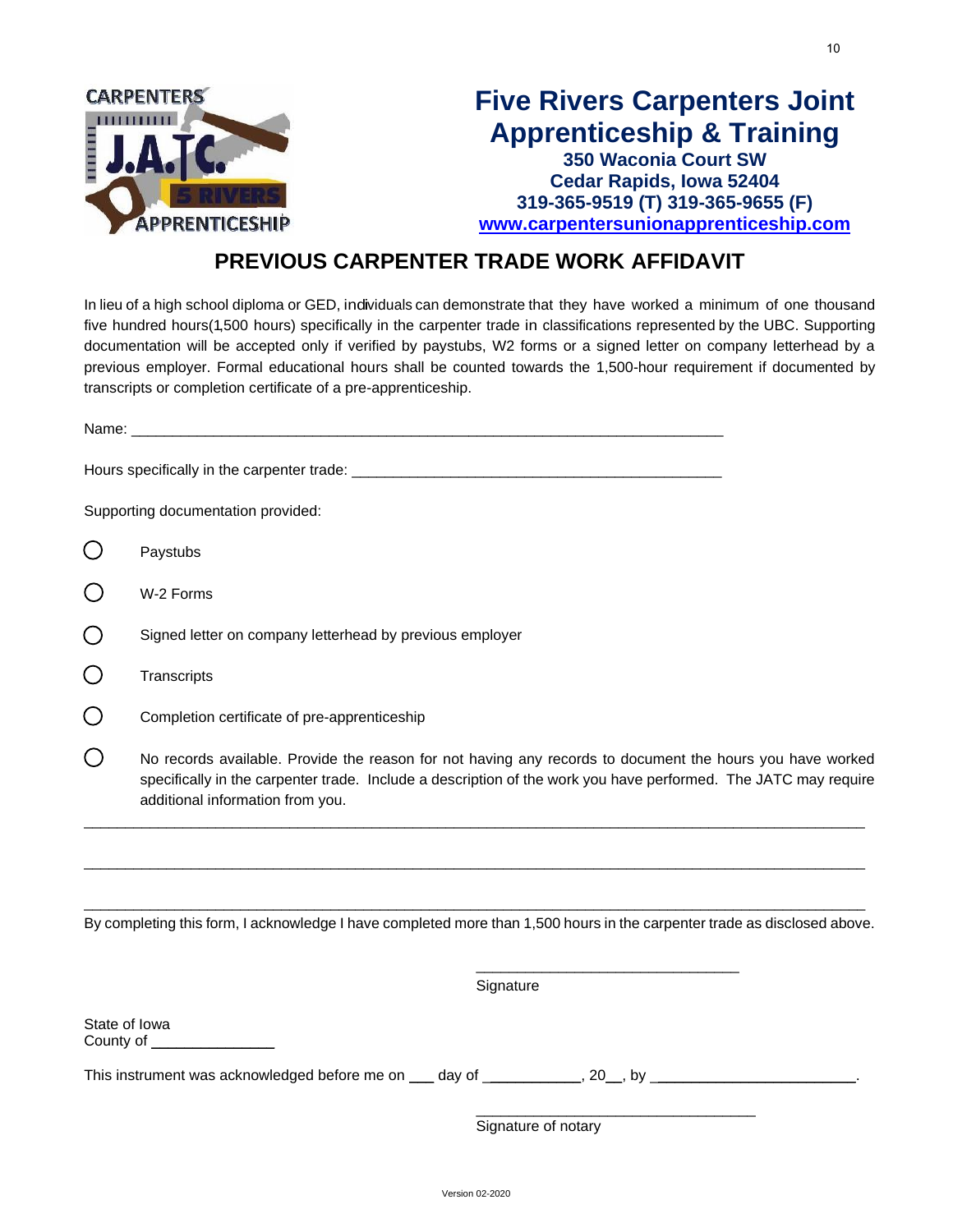# Five Rivers Carpenters Joint Apprenticeship & Training

**350 Waconia Court SW**
**Cedar Rapids, Iowa 52404**
**319-365-9519 (T) 319-365-9655 (F)**
**www.carpentersunionapprenticeship.com**

## PREVIOUS CARPENTER TRADE WORK AFFIDAVIT

In lieu of a high school diploma or GED, individuals can demonstrate that they have worked a minimum of one thousand five hundred hours(1,500 hours) specifically in the carpenter trade in classifications represented by the UBC. Supporting documentation will be accepted only if verified by paystubs, W2 forms or a signed letter on company letterhead by a previous employer. Formal educational hours shall be counted towards the 1,500-hour requirement if documented by transcripts or completion certificate of a pre-apprenticeship.

Name: ___________________________________________________________________________

Hours specifically in the carpenter trade: _______________________________________________

Supporting documentation provided:

- ◯ Paystubs
- ◯ W-2 Forms
- ◯ Signed letter on company letterhead by previous employer
- ◯ Transcripts
- ◯ Completion certificate of pre-apprenticeship
- ◯ No records available. Provide the reason for not having any records to document the hours you have worked specifically in the carpenter trade. Include a description of the work you have performed. The JATC may require additional information from you.

_____________________________________________________________________________________________

_____________________________________________________________________________________________

_____________________________________________________________________________________________

By completing this form, I acknowledge I have completed more than 1,500 hours in the carpenter trade as disclosed above.

_________________________________
Signature

State of Iowa
County of _______________

This instrument was acknowledged before me on ___ day of ___________, 20__, by ________________________.

___________________________________
Signature of notary

Version 02-2020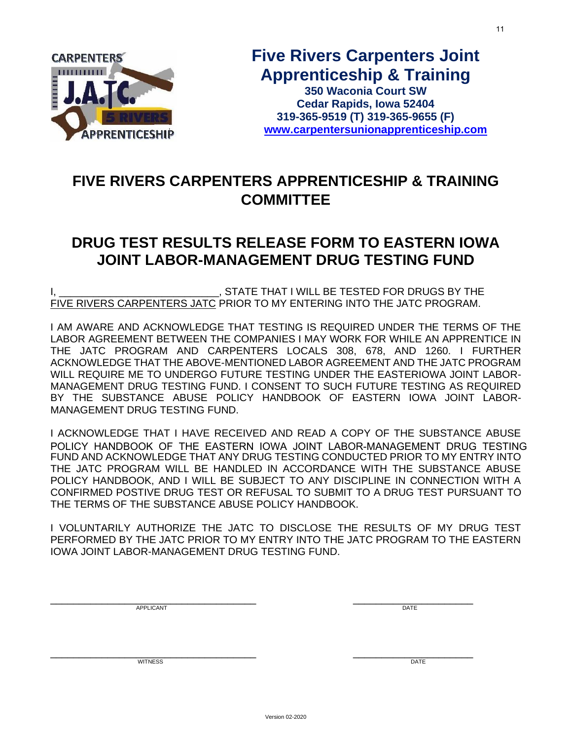CARPENTERS J.A.T.C. 5 RIVERS APPRENTICESHIP

**Five Rivers Carpenters Joint Apprenticeship & Training**
**350 Waconia Court SW**
**Cedar Rapids, Iowa 52404**
**319-365-9519 (T) 319-365-9655 (F)**
**www.carpentersunionapprenticeship.com**

# FIVE RIVERS CARPENTERS APPRENTICESHIP & TRAINING COMMITTEE

# DRUG TEST RESULTS RELEASE FORM TO EASTERN IOWA JOINT LABOR-MANAGEMENT DRUG TESTING FUND

I, ___________________________, STATE THAT I WILL BE TESTED FOR DRUGS BY THE FIVE RIVERS CARPENTERS JATC PRIOR TO MY ENTERING INTO THE JATC PROGRAM.

I AM AWARE AND ACKNOWLEDGE THAT TESTING IS REQUIRED UNDER THE TERMS OF THE LABOR AGREEMENT BETWEEN THE COMPANIES I MAY WORK FOR WHILE AN APPRENTICE IN THE JATC PROGRAM AND CARPENTERS LOCALS 308, 678, AND 1260. I FURTHER ACKNOWLEDGE THAT THE ABOVE-MENTIONED LABOR AGREEMENT AND THE JATC PROGRAM WILL REQUIRE ME TO UNDERGO FUTURE TESTING UNDER THE EASTERIOWA JOINT LABOR-MANAGEMENT DRUG TESTING FUND. I CONSENT TO SUCH FUTURE TESTING AS REQUIRED BY THE SUBSTANCE ABUSE POLICY HANDBOOK OF EASTERN IOWA JOINT LABOR-MANAGEMENT DRUG TESTING FUND.

I ACKNOWLEDGE THAT I HAVE RECEIVED AND READ A COPY OF THE SUBSTANCE ABUSE POLICY HANDBOOK OF THE EASTERN IOWA JOINT LABOR-MANAGEMENT DRUG TESTING FUND AND ACKNOWLEDGE THAT ANY DRUG TESTING CONDUCTED PRIOR TO MY ENTRY INTO THE JATC PROGRAM WILL BE HANDLED IN ACCORDANCE WITH THE SUBSTANCE ABUSE POLICY HANDBOOK, AND I WILL BE SUBJECT TO ANY DISCIPLINE IN CONNECTION WITH A CONFIRMED POSTIVE DRUG TEST OR REFUSAL TO SUBMIT TO A DRUG TEST PURSUANT TO THE TERMS OF THE SUBSTANCE ABUSE POLICY HANDBOOK.

I VOLUNTARILY AUTHORIZE THE JATC TO DISCLOSE THE RESULTS OF MY DRUG TEST PERFORMED BY THE JATC PRIOR TO MY ENTRY INTO THE JATC PROGRAM TO THE EASTERN IOWA JOINT LABOR-MANAGEMENT DRUG TESTING FUND.

___________________________________ APPLICANT                    ____________________ DATE

___________________________________ WITNESS                    ____________________ DATE

Version 02-2020